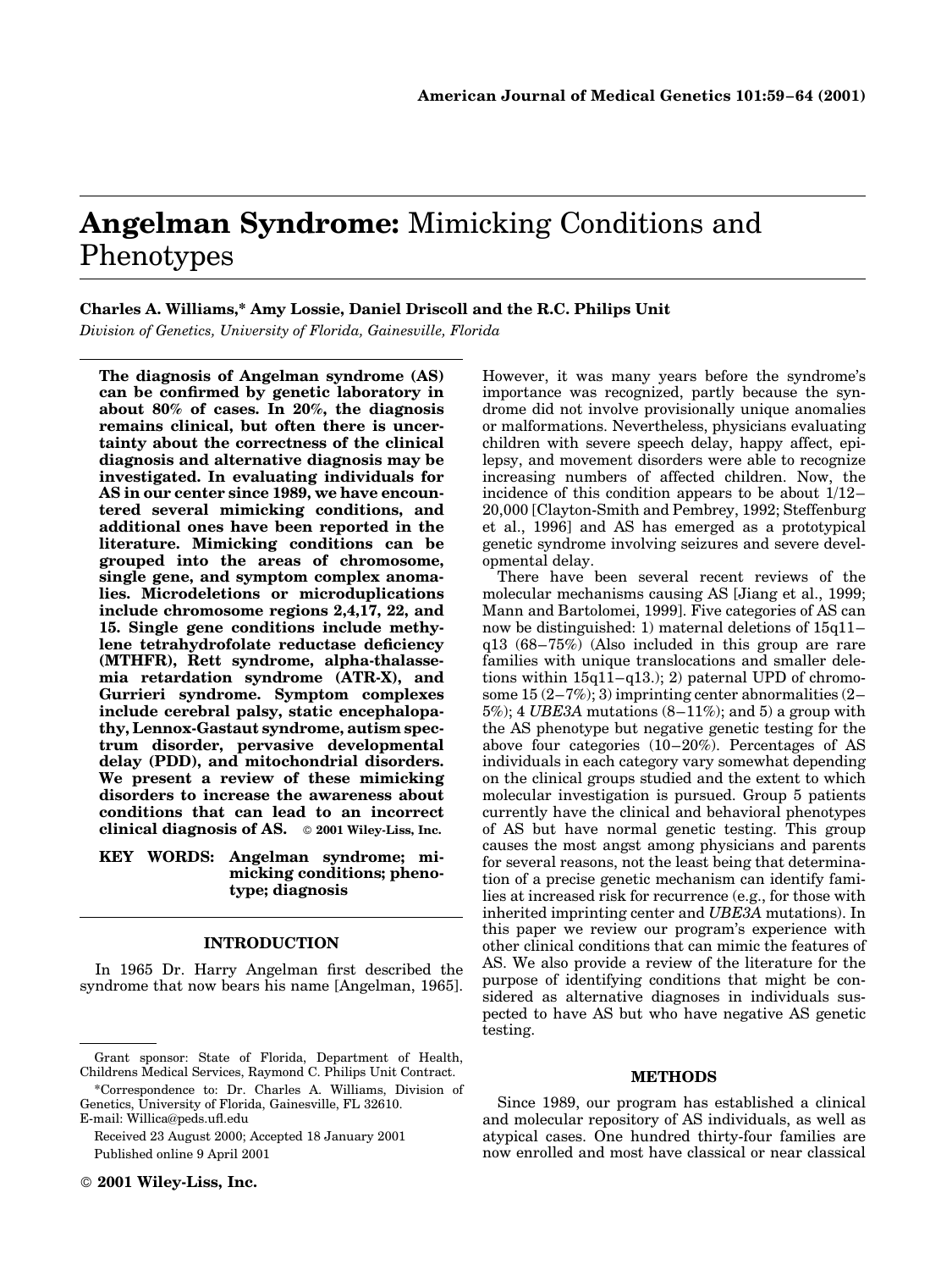# Angelman Syndrome: Mimicking Conditions and Phenotypes

**Charles A. Williams,* Amy Lossie, Daniel Driscoll and the R.C. Philips Unit**

*Division of Genetics, University of Florida, Gainesville, Florida*

**The diagnosis of Angelman syndrome (AS) can be confirmed by genetic laboratory in about 80% of cases. In 20%, the diagnosis remains clinical, but often there is uncertainty about the correctness of the clinical diagnosis and alternative diagnosis may be investigated. In evaluating individuals for AS in our center since 1989, we have encountered several mimicking conditions, and additional ones have been reported in the literature. Mimicking conditions can be grouped into the areas of chromosome, single gene, and symptom complex anomalies. Microdeletions or microduplications include chromosome regions 2,4,17, 22, and 15. Single gene conditions include methylene tetrahydrofolate reductase deficiency (MTHFR), Rett syndrome, alpha-thalassemia retardation syndrome (ATR-X), and Gurrieri syndrome. Symptom complexes include cerebral palsy, static encephalopathy, Lennox-Gastaut syndrome, autism spectrum disorder, pervasive developmental delay (PDD), and mitochondrial disorders. We present a review of these mimicking disorders to increase the awareness about conditions that can lead to an incorrect clinical diagnosis of AS.** © 2001 Wiley-Liss, Inc.

**KEY WORDS:** Angelman syndrome; mimicking conditions; phenotype; diagnosis

## INTRODUCTION

In 1965 Dr. Harry Angelman first described the syndrome that now bears his name [Angelman, 1965]. However, it was many years before the syndrome's importance was recognized, partly because the syndrome did not involve provisionally unique anomalies or malformations. Nevertheless, physicians evaluating children with severe speech delay, happy affect, epilepsy, and movement disorders were able to recognize increasing numbers of affected children. Now, the incidence of this condition appears to be about 1/12–20,000 [Clayton-Smith and Pembrey, 1992; Steffenburg et al., 1996] and AS has emerged as a prototypical genetic syndrome involving seizures and severe developmental delay.

There have been several recent reviews of the molecular mechanisms causing AS [Jiang et al., 1999; Mann and Bartolomei, 1999]. Five categories of AS can now be distinguished: 1) maternal deletions of 15q11–q13 (68–75%) (Also included in this group are rare families with unique translocations and smaller deletions within 15q11–q13.); 2) paternal UPD of chromosome 15 (2–7%); 3) imprinting center abnormalities (2–5%); 4 *UBE3A* mutations (8–11%); and 5) a group with the AS phenotype but negative genetic testing for the above four categories (10–20%). Percentages of AS individuals in each category vary somewhat depending on the clinical groups studied and the extent to which molecular investigation is pursued. Group 5 patients currently have the clinical and behavioral phenotypes of AS but have normal genetic testing. This group causes the most angst among physicians and parents for several reasons, not the least being that determination of a precise genetic mechanism can identify families at increased risk for recurrence (e.g., for those with inherited imprinting center and *UBE3A* mutations). In this paper we review our program's experience with other clinical conditions that can mimic the features of AS. We also provide a review of the literature for the purpose of identifying conditions that might be considered as alternative diagnoses in individuals suspected to have AS but who have negative AS genetic testing.

## METHODS

Since 1989, our program has established a clinical and molecular repository of AS individuals, as well as atypical cases. One hundred thirty-four families are now enrolled and most have classical or near classical

Grant sponsor: State of Florida, Department of Health, Childrens Medical Services, Raymond C. Philips Unit Contract.

*Correspondence to: Dr. Charles A. Williams, Division of Genetics, University of Florida, Gainesville, FL 32610. E-mail: Willica@peds.ufl.edu

Received 23 August 2000; Accepted 18 January 2001

Published online 9 April 2001

© 2001 Wiley-Liss, Inc.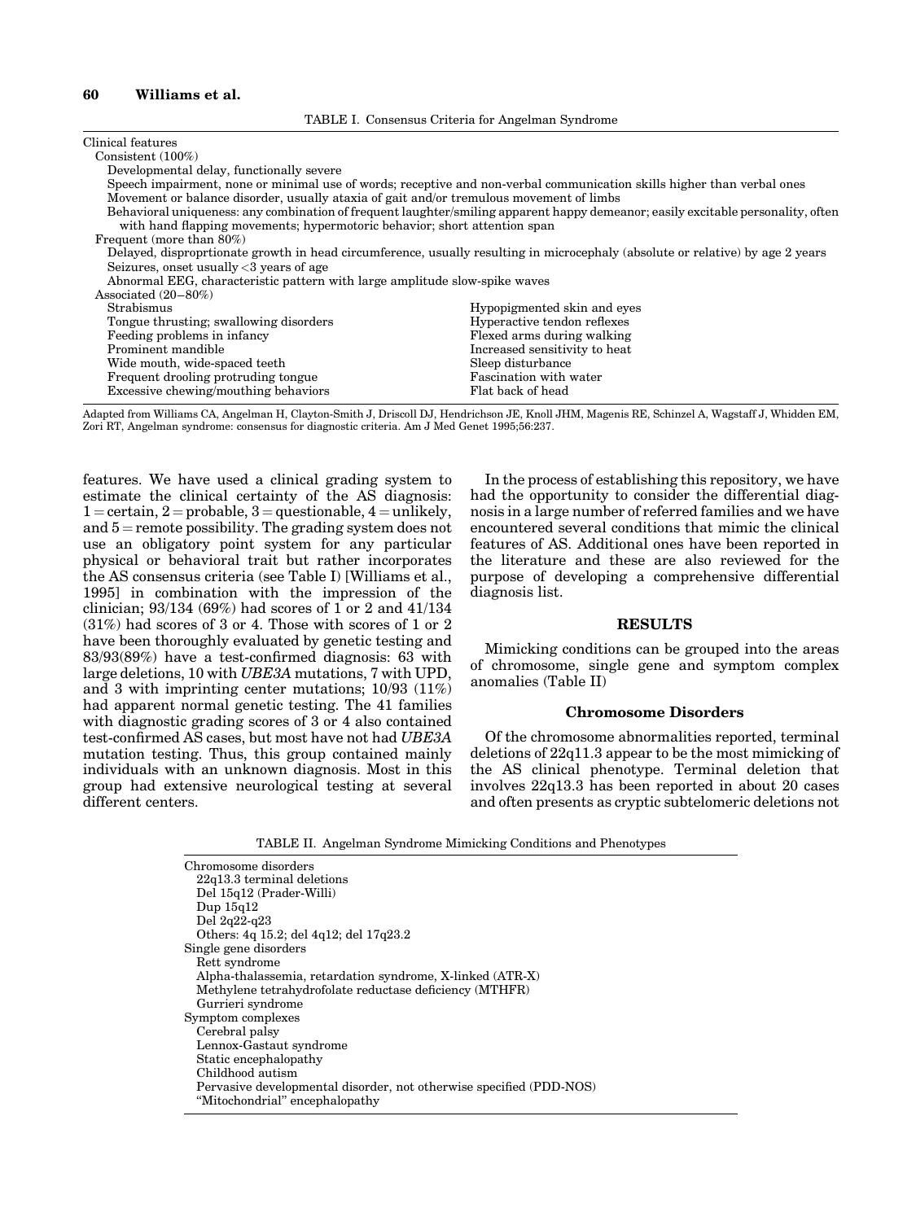TABLE I. Consensus Criteria for Angelman Syndrome

| Clinical features | |
|---|---|
| Consistent (100%) | |
| Developmental delay, functionally severe | |
| Speech impairment, none or minimal use of words; receptive and non-verbal communication skills higher than verbal ones | |
| Movement or balance disorder, usually ataxia of gait and/or tremulous movement of limbs | |
| Behavioral uniqueness: any combination of frequent laughter/smiling apparent happy demeanor; easily excitable personality, often with hand flapping movements; hypermotoric behavior; short attention span | |
| Frequent (more than 80%) | |
| Delayed, disproprtionate growth in head circumference, usually resulting in microcephaly (absolute or relative) by age 2 years | |
| Seizures, onset usually <3 years of age | |
| Abnormal EEG, characteristic pattern with large amplitude slow-spike waves | |
| Associated (20–80%) | |
| Strabismus | Hypopigmented skin and eyes |
| Tongue thrusting; swallowing disorders | Hyperactive tendon reflexes |
| Feeding problems in infancy | Flexed arms during walking |
| Prominent mandible | Increased sensitivity to heat |
| Wide mouth, wide-spaced teeth | Sleep disturbance |
| Frequent drooling protruding tongue | Fascination with water |
| Excessive chewing/mouthing behaviors | Flat back of head |

Adapted from Williams CA, Angelman H, Clayton-Smith J, Driscoll DJ, Hendrichson JE, Knoll JHM, Magenis RE, Schinzel A, Wagstaff J, Whidden EM, Zori RT, Angelman syndrome: consensus for diagnostic criteria. Am J Med Genet 1995;56:237.

features. We have used a clinical grading system to estimate the clinical certainty of the AS diagnosis: 1 = certain, 2 = probable, 3 = questionable, 4 = unlikely, and 5 = remote possibility. The grading system does not use an obligatory point system for any particular physical or behavioral trait but rather incorporates the AS consensus criteria (see Table I) [Williams et al., 1995] in combination with the impression of the clinician; 93/134 (69%) had scores of 1 or 2 and 41/134 (31%) had scores of 3 or 4. Those with scores of 1 or 2 have been thoroughly evaluated by genetic testing and 83/93(89%) have a test-confirmed diagnosis: 63 with large deletions, 10 with *UBE3A* mutations, 7 with UPD, and 3 with imprinting center mutations; 10/93 (11%) had apparent normal genetic testing. The 41 families with diagnostic grading scores of 3 or 4 also contained test-confirmed AS cases, but most have not had *UBE3A* mutation testing. Thus, this group contained mainly individuals with an unknown diagnosis. Most in this group had extensive neurological testing at several different centers.

In the process of establishing this repository, we have had the opportunity to consider the differential diagnosis in a large number of referred families and we have encountered several conditions that mimic the clinical features of AS. Additional ones have been reported in the literature and these are also reviewed for the purpose of developing a comprehensive differential diagnosis list.

## RESULTS

Mimicking conditions can be grouped into the areas of chromosome, single gene and symptom complex anomalies (Table II)

### Chromosome Disorders

Of the chromosome abnormalities reported, terminal deletions of 22q11.3 appear to be the most mimicking of the AS clinical phenotype. Terminal deletion that involves 22q13.3 has been reported in about 20 cases and often presents as cryptic subtelomeric deletions not

TABLE II. Angelman Syndrome Mimicking Conditions and Phenotypes

| |
|---|
| Chromosome disorders |
| 22q13.3 terminal deletions |
| Del 15q12 (Prader-Willi) |
| Dup 15q12 |
| Del 2q22-q23 |
| Others: 4q 15.2; del 4q12; del 17q23.2 |
| Single gene disorders |
| Rett syndrome |
| Alpha-thalassemia, retardation syndrome, X-linked (ATR-X) |
| Methylene tetrahydrofolate reductase deficiency (MTHFR) |
| Gurrieri syndrome |
| Symptom complexes |
| Cerebral palsy |
| Lennox-Gastaut syndrome |
| Static encephalopathy |
| Childhood autism |
| Pervasive developmental disorder, not otherwise specified (PDD-NOS) |
| "Mitochondrial" encephalopathy |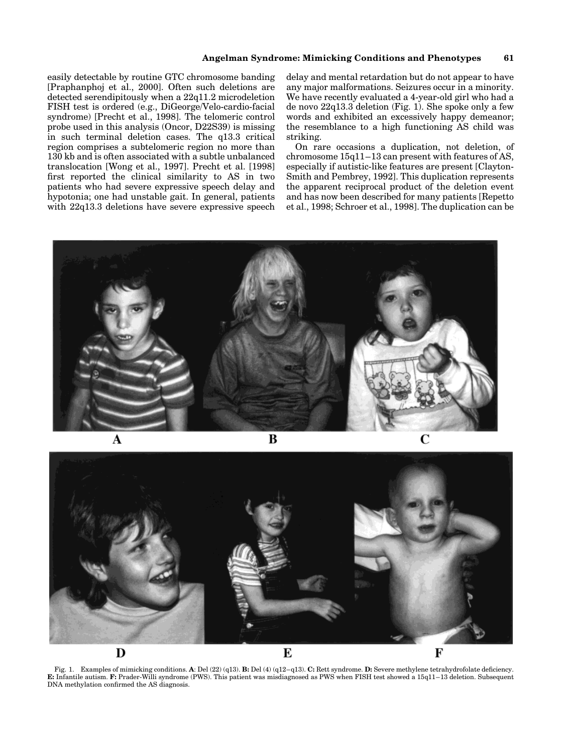easily detectable by routine GTC chromosome banding [Praphanphoj et al., 2000]. Often such deletions are detected serendipitously when a 22q11.2 microdeletion FISH test is ordered (e.g., DiGeorge/Velo-cardio-facial syndrome) [Precht et al., 1998]. The telomeric control probe used in this analysis (Oncor, D22S39) is missing in such terminal deletion cases. The q13.3 critical region comprises a subtelomeric region no more than 130 kb and is often associated with a subtle unbalanced translocation [Wong et al., 1997]. Precht et al. [1998] first reported the clinical similarity to AS in two patients who had severe expressive speech delay and hypotonia; one had unstable gait. In general, patients with 22q13.3 deletions have severe expressive speech delay and mental retardation but do not appear to have any major malformations. Seizures occur in a minority. We have recently evaluated a 4-year-old girl who had a de novo 22q13.3 deletion (Fig. 1). She spoke only a few words and exhibited an excessively happy demeanor; the resemblance to a high functioning AS child was striking.

On rare occasions a duplication, not deletion, of chromosome 15q11–13 can present with features of AS, especially if autistic-like features are present [Clayton-Smith and Pembrey, 1992]. This duplication represents the apparent reciprocal product of the deletion event and has now been described for many patients [Repetto et al., 1998; Schroer et al., 1998]. The duplication can be

Fig. 1. Examples of mimicking conditions. **A**: Del (22) (q13). **B:** Del (4) (q12–q13). **C:** Rett syndrome. **D:** Severe methylene tetrahydrofolate deficiency. **E:** Infantile autism. **F:** Prader-Willi syndrome (PWS). This patient was misdiagnosed as PWS when FISH test showed a 15q11–13 deletion. Subsequent DNA methylation confirmed the AS diagnosis.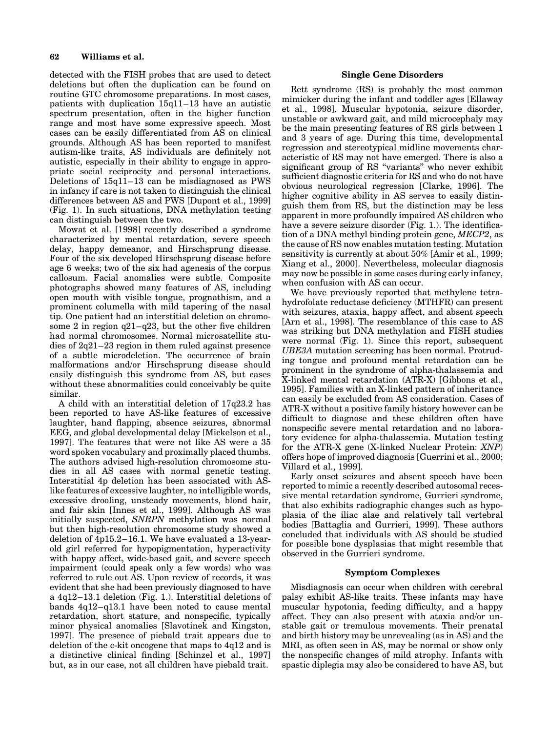detected with the FISH probes that are used to detect deletions but often the duplication can be found on routine GTC chromosome preparations. In most cases, patients with duplication 15q11–13 have an autistic spectrum presentation, often in the higher function range and most have some expressive speech. Most cases can be easily differentiated from AS on clinical grounds. Although AS has been reported to manifest autism-like traits, AS individuals are definitely not autistic, especially in their ability to engage in appropriate social reciprocity and personal interactions. Deletions of 15q11–13 can be misdiagnosed as PWS in infancy if care is not taken to distinguish the clinical differences between AS and PWS [Dupont et al., 1999] (Fig. 1). In such situations, DNA methylation testing can distinguish between the two.

Mowat et al. [1998] recently described a syndrome characterized by mental retardation, severe speech delay, happy demeanor, and Hirschsprung disease. Four of the six developed Hirschsprung disease before age 6 weeks; two of the six had agenesis of the corpus callosum. Facial anomalies were subtle. Composite photographs showed many features of AS, including open mouth with visible tongue, prognathism, and a prominent columella with mild tapering of the nasal tip. One patient had an interstitial deletion on chromosome 2 in region q21–q23, but the other five children had normal chromosomes. Normal microsatellite studies of 2q21–23 region in them ruled against presence of a subtle microdeletion. The occurrence of brain malformations and/or Hirschsprung disease should easily distinguish this syndrome from AS, but cases without these abnormalities could conceivably be quite similar.

A child with an interstitial deletion of 17q23.2 has been reported to have AS-like features of excessive laughter, hand flapping, absence seizures, abnormal EEG, and global developmental delay [Mickelson et al., 1997]. The features that were not like AS were a 35 word spoken vocabulary and proximally placed thumbs. The authors advised high-resolution chromosome studies in all AS cases with normal genetic testing. Interstitial 4p deletion has been associated with AS-like features of excessive laughter, no intelligible words, excessive drooling, unsteady movements, blond hair, and fair skin [Innes et al., 1999]. Although AS was initially suspected, *SNRPN* methylation was normal but then high-resolution chromosome study showed a deletion of 4p15.2–16.1. We have evaluated a 13-year-old girl referred for hypopigmentation, hyperactivity with happy affect, wide-based gait, and severe speech impairment (could speak only a few words) who was referred to rule out AS. Upon review of records, it was evident that she had been previously diagnosed to have a 4q12–13.1 deletion (Fig. 1.). Interstitial deletions of bands 4q12–q13.1 have been noted to cause mental retardation, short stature, and nonspecific, typically minor physical anomalies [Slavotinek and Kingston, 1997]. The presence of piebald trait appears due to deletion of the c-kit oncogene that maps to 4q12 and is a distinctive clinical finding [Schinzel et al., 1997] but, as in our case, not all children have piebald trait.

## Single Gene Disorders

Rett syndrome (RS) is probably the most common mimicker during the infant and toddler ages [Ellaway et al., 1998]. Muscular hypotonia, seizure disorder, unstable or awkward gait, and mild microcephaly may be the main presenting features of RS girls between 1 and 3 years of age. During this time, developmental regression and stereotypical midline movements characteristic of RS may not have emerged. There is also a significant group of RS "variants" who never exhibit sufficient diagnostic criteria for RS and who do not have obvious neurological regression [Clarke, 1996]. The higher cognitive ability in AS serves to easily distinguish them from RS, but the distinction may be less apparent in more profoundly impaired AS children who have a severe seizure disorder (Fig. 1.). The identification of a DNA methyl binding protein gene, *MECP2*, as the cause of RS now enables mutation testing. Mutation sensitivity is currently at about 50% [Amir et al., 1999; Xiang et al., 2000]. Nevertheless, molecular diagnosis may now be possible in some cases during early infancy, when confusion with AS can occur.

We have previously reported that methylene tetrahydrofolate reductase deficiency (MTHFR) can present with seizures, ataxia, happy affect, and absent speech [Arn et al., 1998]. The resemblance of this case to AS was striking but DNA methylation and FISH studies were normal (Fig. 1). Since this report, subsequent *UBE3A* mutation screening has been normal. Protruding tongue and profound mental retardation can be prominent in the syndrome of alpha-thalassemia and X-linked mental retardation (ATR-X) [Gibbons et al., 1995]. Families with an X-linked pattern of inheritance can easily be excluded from AS consideration. Cases of ATR-X without a positive family history however can be difficult to diagnose and these children often have nonspecific severe mental retardation and no laboratory evidence for alpha-thalassemia. Mutation testing for the ATR-X gene (X-linked Nuclear Protein: *XNP*) offers hope of improved diagnosis [Guerrini et al., 2000; Villard et al., 1999].

Early onset seizures and absent speech have been reported to mimic a recently described autosomal recessive mental retardation syndrome, Gurrieri syndrome, that also exhibits radiographic changes such as hypoplasia of the iliac alae and relatively tall vertebral bodies [Battaglia and Gurrieri, 1999]. These authors concluded that individuals with AS should be studied for possible bone dysplasias that might resemble that observed in the Gurrieri syndrome.

## Symptom Complexes

Misdiagnosis can occur when children with cerebral palsy exhibit AS-like traits. These infants may have muscular hypotonia, feeding difficulty, and a happy affect. They can also present with ataxia and/or unstable gait or tremulous movements. Their prenatal and birth history may be unrevealing (as in AS) and the MRI, as often seen in AS, may be normal or show only the nonspecific changes of mild atrophy. Infants with spastic diplegia may also be considered to have AS, but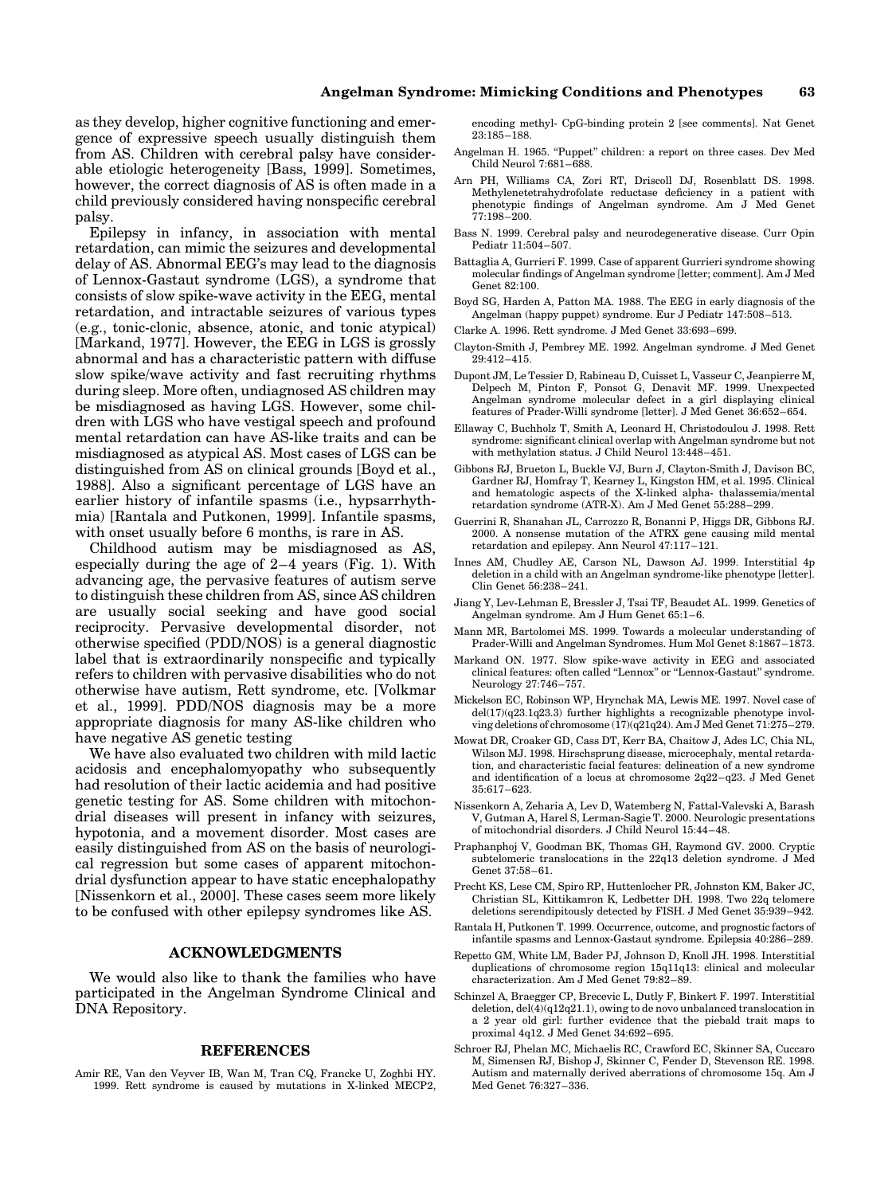as they develop, higher cognitive functioning and emergence of expressive speech usually distinguish them from AS. Children with cerebral palsy have considerable etiologic heterogeneity [Bass, 1999]. Sometimes, however, the correct diagnosis of AS is often made in a child previously considered having nonspecific cerebral palsy.

Epilepsy in infancy, in association with mental retardation, can mimic the seizures and developmental delay of AS. Abnormal EEG's may lead to the diagnosis of Lennox-Gastaut syndrome (LGS), a syndrome that consists of slow spike-wave activity in the EEG, mental retardation, and intractable seizures of various types (e.g., tonic-clonic, absence, atonic, and tonic atypical) [Markand, 1977]. However, the EEG in LGS is grossly abnormal and has a characteristic pattern with diffuse slow spike/wave activity and fast recruiting rhythms during sleep. More often, undiagnosed AS children may be misdiagnosed as having LGS. However, some children with LGS who have vestigal speech and profound mental retardation can have AS-like traits and can be misdiagnosed as atypical AS. Most cases of LGS can be distinguished from AS on clinical grounds [Boyd et al., 1988]. Also a significant percentage of LGS have an earlier history of infantile spasms (i.e., hypsarrhythmia) [Rantala and Putkonen, 1999]. Infantile spasms, with onset usually before 6 months, is rare in AS.

Childhood autism may be misdiagnosed as AS, especially during the age of 2–4 years (Fig. 1). With advancing age, the pervasive features of autism serve to distinguish these children from AS, since AS children are usually social seeking and have good social reciprocity. Pervasive developmental disorder, not otherwise specified (PDD/NOS) is a general diagnostic label that is extraordinarily nonspecific and typically refers to children with pervasive disabilities who do not otherwise have autism, Rett syndrome, etc. [Volkmar et al., 1999]. PDD/NOS diagnosis may be a more appropriate diagnosis for many AS-like children who have negative AS genetic testing

We have also evaluated two children with mild lactic acidosis and encephalomyopathy who subsequently had resolution of their lactic acidemia and had positive genetic testing for AS. Some children with mitochondrial diseases will present in infancy with seizures, hypotonia, and a movement disorder. Most cases are easily distinguished from AS on the basis of neurological regression but some cases of apparent mitochondrial dysfunction appear to have static encephalopathy [Nissenkorn et al., 2000]. These cases seem more likely to be confused with other epilepsy syndromes like AS.

## ACKNOWLEDGMENTS

We would also like to thank the families who have participated in the Angelman Syndrome Clinical and DNA Repository.

## REFERENCES

Amir RE, Van den Veyver IB, Wan M, Tran CQ, Francke U, Zoghbi HY. 1999. Rett syndrome is caused by mutations in X-linked MECP2, encoding methyl- CpG-binding protein 2 [see comments]. Nat Genet 23:185–188.

Angelman H. 1965. "Puppet" children: a report on three cases. Dev Med Child Neurol 7:681–688.

Arn PH, Williams CA, Zori RT, Driscoll DJ, Rosenblatt DS. 1998. Methylenetetrahydrofolate reductase deficiency in a patient with phenotypic findings of Angelman syndrome. Am J Med Genet 77:198–200.

Bass N. 1999. Cerebral palsy and neurodegenerative disease. Curr Opin Pediatr 11:504–507.

Battaglia A, Gurrieri F. 1999. Case of apparent Gurrieri syndrome showing molecular findings of Angelman syndrome [letter; comment]. Am J Med Genet 82:100.

Boyd SG, Harden A, Patton MA. 1988. The EEG in early diagnosis of the Angelman (happy puppet) syndrome. Eur J Pediatr 147:508–513.

Clarke A. 1996. Rett syndrome. J Med Genet 33:693–699.

Clayton-Smith J, Pembrey ME. 1992. Angelman syndrome. J Med Genet 29:412–415.

Dupont JM, Le Tessier D, Rabineau D, Cuisset L, Vasseur C, Jeanpierre M, Delpech M, Pinton F, Ponsot G, Denavit MF. 1999. Unexpected Angelman syndrome molecular defect in a girl displaying clinical features of Prader-Willi syndrome [letter]. J Med Genet 36:652–654.

Ellaway C, Buchholz T, Smith A, Leonard H, Christodoulou J. 1998. Rett syndrome: significant clinical overlap with Angelman syndrome but not with methylation status. J Child Neurol 13:448–451.

Gibbons RJ, Brueton L, Buckle VJ, Burn J, Clayton-Smith J, Davison BC, Gardner RJ, Homfray T, Kearney L, Kingston HM, et al. 1995. Clinical and hematologic aspects of the X-linked alpha- thalassemia/mental retardation syndrome (ATR-X). Am J Med Genet 55:288–299.

Guerrini R, Shanahan JL, Carrozzo R, Bonanni P, Higgs DR, Gibbons RJ. 2000. A nonsense mutation of the ATRX gene causing mild mental retardation and epilepsy. Ann Neurol 47:117–121.

Innes AM, Chudley AE, Carson NL, Dawson AJ. 1999. Interstitial 4p deletion in a child with an Angelman syndrome-like phenotype [letter]. Clin Genet 56:238–241.

Jiang Y, Lev-Lehman E, Bressler J, Tsai TF, Beaudet AL. 1999. Genetics of Angelman syndrome. Am J Hum Genet 65:1–6.

Mann MR, Bartolomei MS. 1999. Towards a molecular understanding of Prader-Willi and Angelman Syndromes. Hum Mol Genet 8:1867–1873.

Markand ON. 1977. Slow spike-wave activity in EEG and associated clinical features: often called "Lennox" or "Lennox-Gastaut" syndrome. Neurology 27:746–757.

Mickelson EC, Robinson WP, Hrynchak MA, Lewis ME. 1997. Novel case of del(17)(q23.1q23.3) further highlights a recognizable phenotype involving deletions of chromosome (17)(q21q24). Am J Med Genet 71:275–279.

Mowat DR, Croaker GD, Cass DT, Kerr BA, Chaitow J, Ades LC, Chia NL, Wilson MJ. 1998. Hirschsprung disease, microcephaly, mental retardation, and characteristic facial features: delineation of a new syndrome and identification of a locus at chromosome 2q22–q23. J Med Genet 35:617–623.

Nissenkorn A, Zeharia A, Lev D, Watemberg N, Fattal-Valevski A, Barash V, Gutman A, Harel S, Lerman-Sagie T. 2000. Neurologic presentations of mitochondrial disorders. J Child Neurol 15:44–48.

Praphanphoj V, Goodman BK, Thomas GH, Raymond GV. 2000. Cryptic subtelomeric translocations in the 22q13 deletion syndrome. J Med Genet 37:58–61.

Precht KS, Lese CM, Spiro RP, Huttenlocher PR, Johnston KM, Baker JC, Christian SL, Kittikamron K, Ledbetter DH. 1998. Two 22q telomere deletions serendipitously detected by FISH. J Med Genet 35:939–942.

Rantala H, Putkonen T. 1999. Occurrence, outcome, and prognostic factors of infantile spasms and Lennox-Gastaut syndrome. Epilepsia 40:286–289.

Repetto GM, White LM, Bader PJ, Johnson D, Knoll JH. 1998. Interstitial duplications of chromosome region 15q11q13: clinical and molecular characterization. Am J Med Genet 79:82–89.

Schinzel A, Braegger CP, Brecevic L, Dutly F, Binkert F. 1997. Interstitial deletion, del(4)(q12q21.1), owing to de novo unbalanced translocation in a 2 year old girl: further evidence that the piebald trait maps to proximal 4q12. J Med Genet 34:692–695.

Schroer RJ, Phelan MC, Michaelis RC, Crawford EC, Skinner SA, Cuccaro M, Simensen RJ, Bishop J, Skinner C, Fender D, Stevenson RE. 1998. Autism and maternally derived aberrations of chromosome 15q. Am J Med Genet 76:327–336.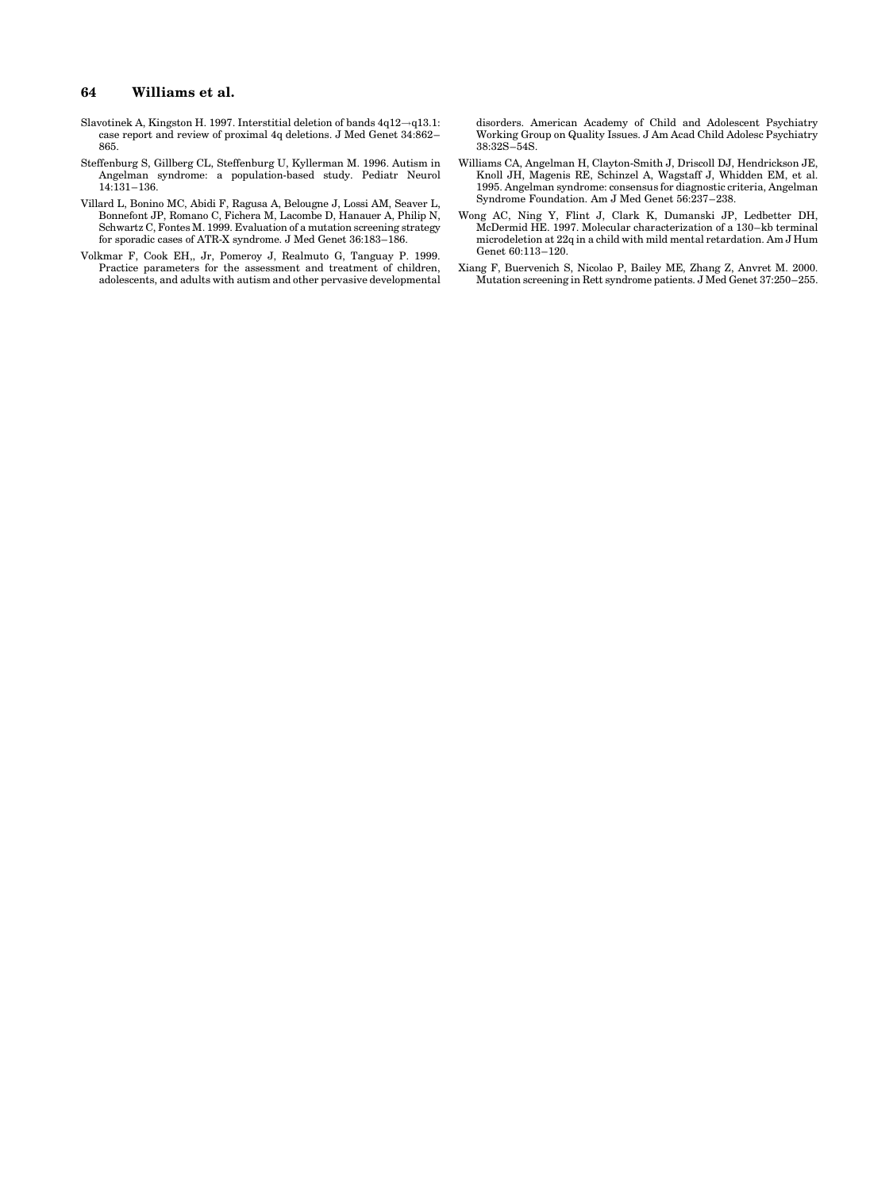Slavotinek A, Kingston H. 1997. Interstitial deletion of bands 4q12→q13.1: case report and review of proximal 4q deletions. J Med Genet 34:862–865.

Steffenburg S, Gillberg CL, Steffenburg U, Kyllerman M. 1996. Autism in Angelman syndrome: a population-based study. Pediatr Neurol 14:131–136.

Villard L, Bonino MC, Abidi F, Ragusa A, Belougne J, Lossi AM, Seaver L, Bonnefont JP, Romano C, Fichera M, Lacombe D, Hanauer A, Philip N, Schwartz C, Fontes M. 1999. Evaluation of a mutation screening strategy for sporadic cases of ATR-X syndrome. J Med Genet 36:183–186.

Volkmar F, Cook EH,, Jr, Pomeroy J, Realmuto G, Tanguay P. 1999. Practice parameters for the assessment and treatment of children, adolescents, and adults with autism and other pervasive developmental disorders. American Academy of Child and Adolescent Psychiatry Working Group on Quality Issues. J Am Acad Child Adolesc Psychiatry 38:32S–54S.

Williams CA, Angelman H, Clayton-Smith J, Driscoll DJ, Hendrickson JE, Knoll JH, Magenis RE, Schinzel A, Wagstaff J, Whidden EM, et al. 1995. Angelman syndrome: consensus for diagnostic criteria, Angelman Syndrome Foundation. Am J Med Genet 56:237–238.

Wong AC, Ning Y, Flint J, Clark K, Dumanski JP, Ledbetter DH, McDermid HE. 1997. Molecular characterization of a 130–kb terminal microdeletion at 22q in a child with mild mental retardation. Am J Hum Genet 60:113–120.

Xiang F, Buervenich S, Nicolao P, Bailey ME, Zhang Z, Anvret M. 2000. Mutation screening in Rett syndrome patients. J Med Genet 37:250–255.